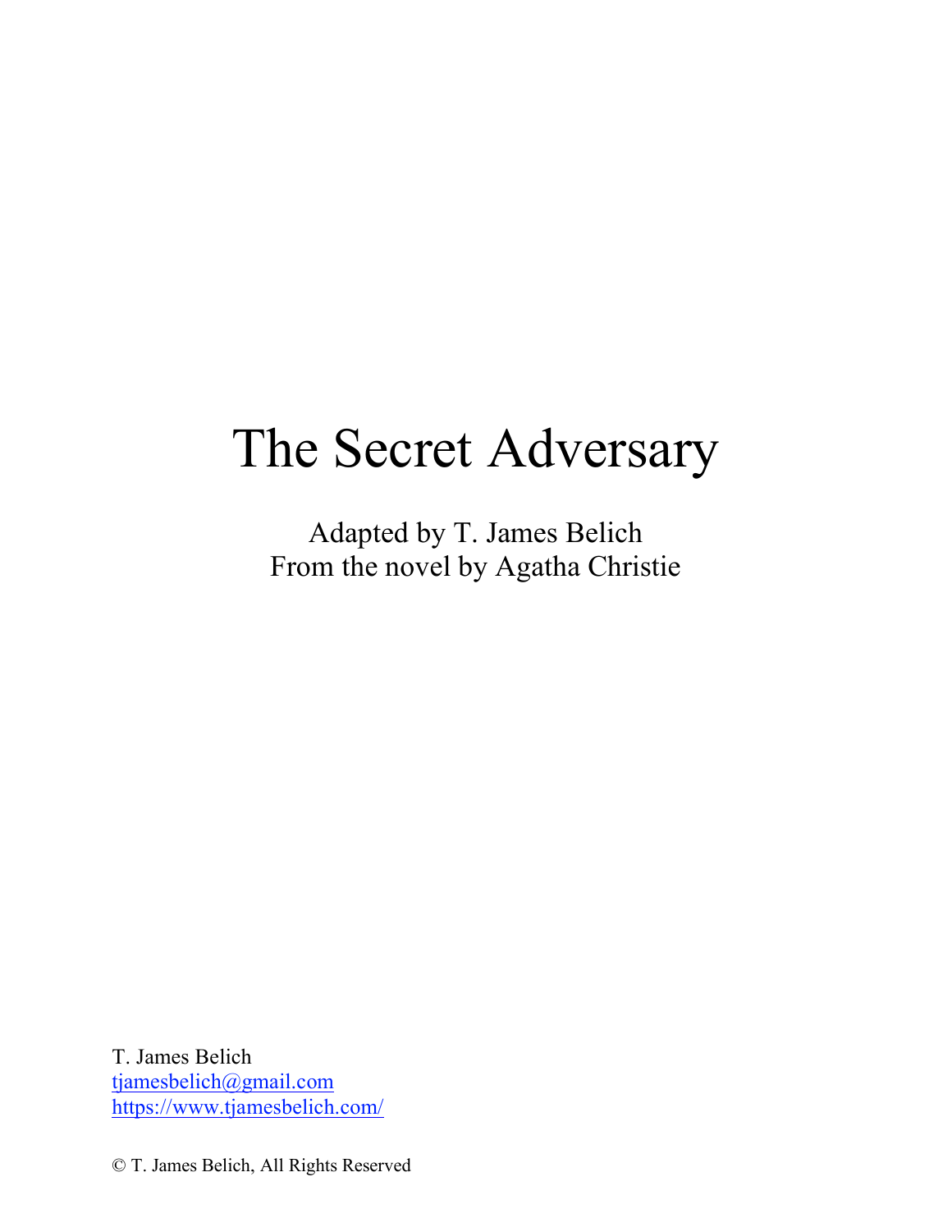# The Secret Adversary

Adapted by T. James Belich
From the novel by Agatha Christie

T. James Belich
tjamesbelich@gmail.com
https://www.tjamesbelich.com/

© T. James Belich, All Rights Reserved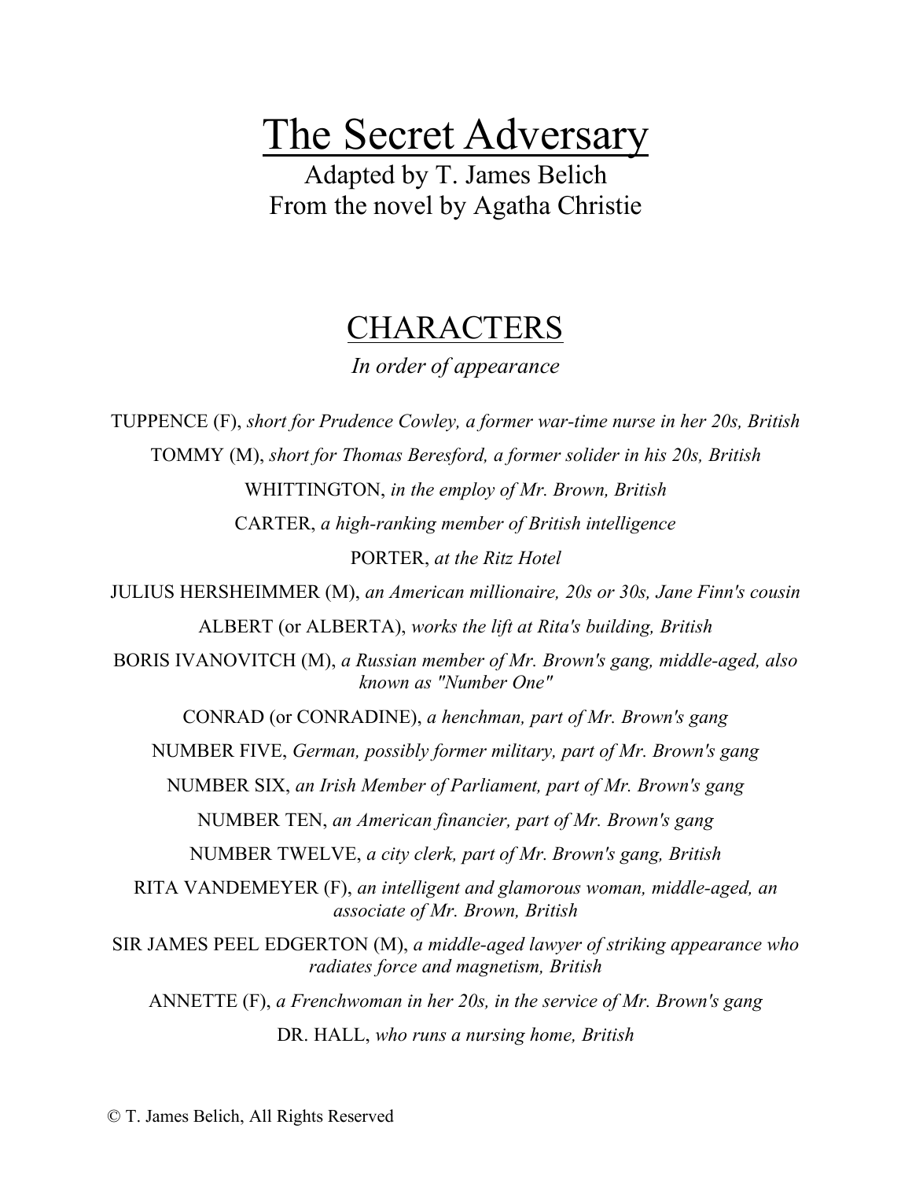# The Secret Adversary

Adapted by T. James Belich
From the novel by Agatha Christie

## CHARACTERS

*In order of appearance*

TUPPENCE (F), *short for Prudence Cowley, a former war-time nurse in her 20s, British*

TOMMY (M), *short for Thomas Beresford, a former solider in his 20s, British*

WHITTINGTON, *in the employ of Mr. Brown, British*

CARTER, *a high-ranking member of British intelligence*

PORTER, *at the Ritz Hotel*

JULIUS HERSHEIMMER (M), *an American millionaire, 20s or 30s, Jane Finn's cousin*

ALBERT (or ALBERTA), *works the lift at Rita's building, British*

BORIS IVANOVITCH (M), *a Russian member of Mr. Brown's gang, middle-aged, also known as "Number One"*

CONRAD (or CONRADINE), *a henchman, part of Mr. Brown's gang*

NUMBER FIVE, *German, possibly former military, part of Mr. Brown's gang*

NUMBER SIX, *an Irish Member of Parliament, part of Mr. Brown's gang*

NUMBER TEN, *an American financier, part of Mr. Brown's gang*

NUMBER TWELVE, *a city clerk, part of Mr. Brown's gang, British*

RITA VANDEMEYER (F), *an intelligent and glamorous woman, middle-aged, an associate of Mr. Brown, British*

SIR JAMES PEEL EDGERTON (M), *a middle-aged lawyer of striking appearance who radiates force and magnetism, British*

ANNETTE (F), *a Frenchwoman in her 20s, in the service of Mr. Brown's gang*

DR. HALL, *who runs a nursing home, British*

© T. James Belich, All Rights Reserved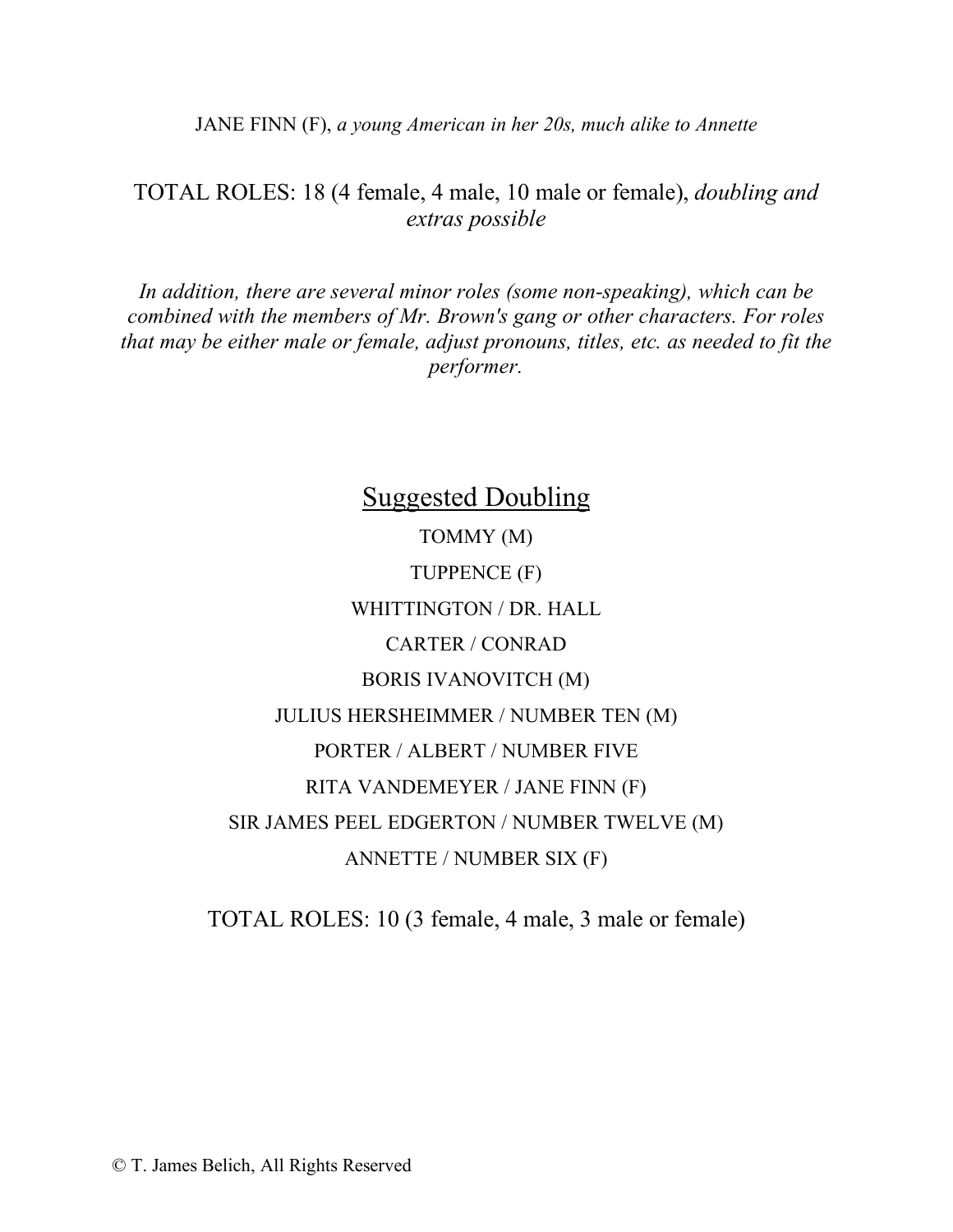JANE FINN (F), *a young American in her 20s, much alike to Annette*

TOTAL ROLES: 18 (4 female, 4 male, 10 male or female), *doubling and extras possible*

*In addition, there are several minor roles (some non-speaking), which can be combined with the members of Mr. Brown's gang or other characters. For roles that may be either male or female, adjust pronouns, titles, etc. as needed to fit the performer.*

## Suggested Doubling

TOMMY (M)

TUPPENCE (F)

WHITTINGTON / DR. HALL

CARTER / CONRAD

BORIS IVANOVITCH (M)

JULIUS HERSHEIMMER / NUMBER TEN (M)

PORTER / ALBERT / NUMBER FIVE

RITA VANDEMEYER / JANE FINN (F)

SIR JAMES PEEL EDGERTON / NUMBER TWELVE (M)

ANNETTE / NUMBER SIX (F)

TOTAL ROLES: 10 (3 female, 4 male, 3 male or female)

© T. James Belich, All Rights Reserved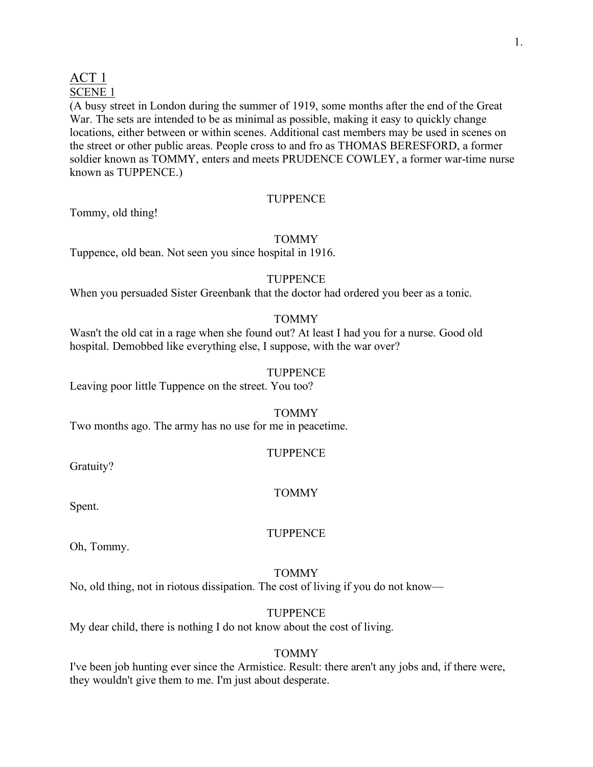# ACT 1

## SCENE 1

(A busy street in London during the summer of 1919, some months after the end of the Great War. The sets are intended to be as minimal as possible, making it easy to quickly change locations, either between or within scenes. Additional cast members may be used in scenes on the street or other public areas. People cross to and fro as THOMAS BERESFORD, a former soldier known as TOMMY, enters and meets PRUDENCE COWLEY, a former war-time nurse known as TUPPENCE.)

TUPPENCE

Tommy, old thing!

TOMMY

Tuppence, old bean. Not seen you since hospital in 1916.

TUPPENCE

When you persuaded Sister Greenbank that the doctor had ordered you beer as a tonic.

TOMMY

Wasn't the old cat in a rage when she found out? At least I had you for a nurse. Good old hospital. Demobbed like everything else, I suppose, with the war over?

TUPPENCE

Leaving poor little Tuppence on the street. You too?

TOMMY

Two months ago. The army has no use for me in peacetime.

TUPPENCE

Gratuity?

TOMMY

Spent.

TUPPENCE

Oh, Tommy.

TOMMY

No, old thing, not in riotous dissipation. The cost of living if you do not know—

TUPPENCE

My dear child, there is nothing I do not know about the cost of living.

TOMMY

I've been job hunting ever since the Armistice. Result: there aren't any jobs and, if there were, they wouldn't give them to me. I'm just about desperate.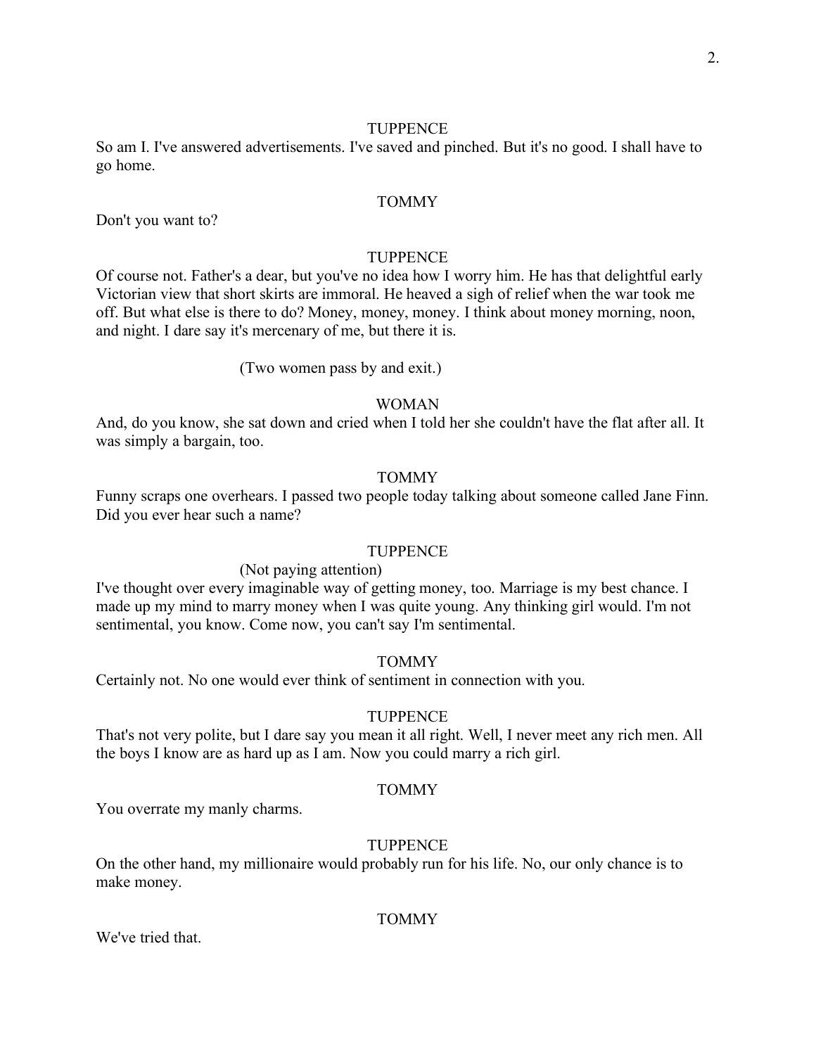TUPPENCE

So am I. I've answered advertisements. I've saved and pinched. But it's no good. I shall have to go home.

TOMMY

Don't you want to?

TUPPENCE

Of course not. Father's a dear, but you've no idea how I worry him. He has that delightful early Victorian view that short skirts are immoral. He heaved a sigh of relief when the war took me off. But what else is there to do? Money, money, money. I think about money morning, noon, and night. I dare say it's mercenary of me, but there it is.

(Two women pass by and exit.)

WOMAN

And, do you know, she sat down and cried when I told her she couldn't have the flat after all. It was simply a bargain, too.

TOMMY

Funny scraps one overhears. I passed two people today talking about someone called Jane Finn. Did you ever hear such a name?

TUPPENCE

(Not paying attention)

I've thought over every imaginable way of getting money, too. Marriage is my best chance. I made up my mind to marry money when I was quite young. Any thinking girl would. I'm not sentimental, you know. Come now, you can't say I'm sentimental.

TOMMY

Certainly not. No one would ever think of sentiment in connection with you.

TUPPENCE

That's not very polite, but I dare say you mean it all right. Well, I never meet any rich men. All the boys I know are as hard up as I am. Now you could marry a rich girl.

TOMMY

You overrate my manly charms.

TUPPENCE

On the other hand, my millionaire would probably run for his life. No, our only chance is to make money.

TOMMY

We've tried that.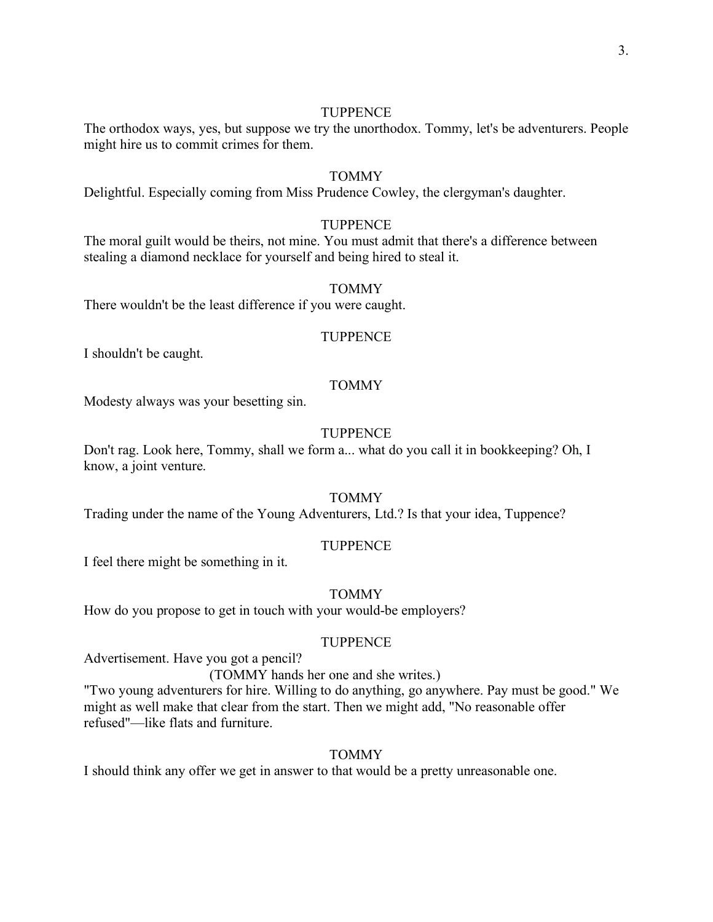TUPPENCE

The orthodox ways, yes, but suppose we try the unorthodox. Tommy, let's be adventurers. People might hire us to commit crimes for them.

TOMMY

Delightful. Especially coming from Miss Prudence Cowley, the clergyman's daughter.

TUPPENCE

The moral guilt would be theirs, not mine. You must admit that there's a difference between stealing a diamond necklace for yourself and being hired to steal it.

TOMMY

There wouldn't be the least difference if you were caught.

TUPPENCE

I shouldn't be caught.

TOMMY

Modesty always was your besetting sin.

TUPPENCE

Don't rag. Look here, Tommy, shall we form a... what do you call it in bookkeeping? Oh, I know, a joint venture.

TOMMY

Trading under the name of the Young Adventurers, Ltd.? Is that your idea, Tuppence?

TUPPENCE

I feel there might be something in it.

TOMMY

How do you propose to get in touch with your would-be employers?

TUPPENCE

Advertisement. Have you got a pencil?

(TOMMY hands her one and she writes.)

"Two young adventurers for hire. Willing to do anything, go anywhere. Pay must be good." We might as well make that clear from the start. Then we might add, "No reasonable offer refused"—like flats and furniture.

TOMMY

I should think any offer we get in answer to that would be a pretty unreasonable one.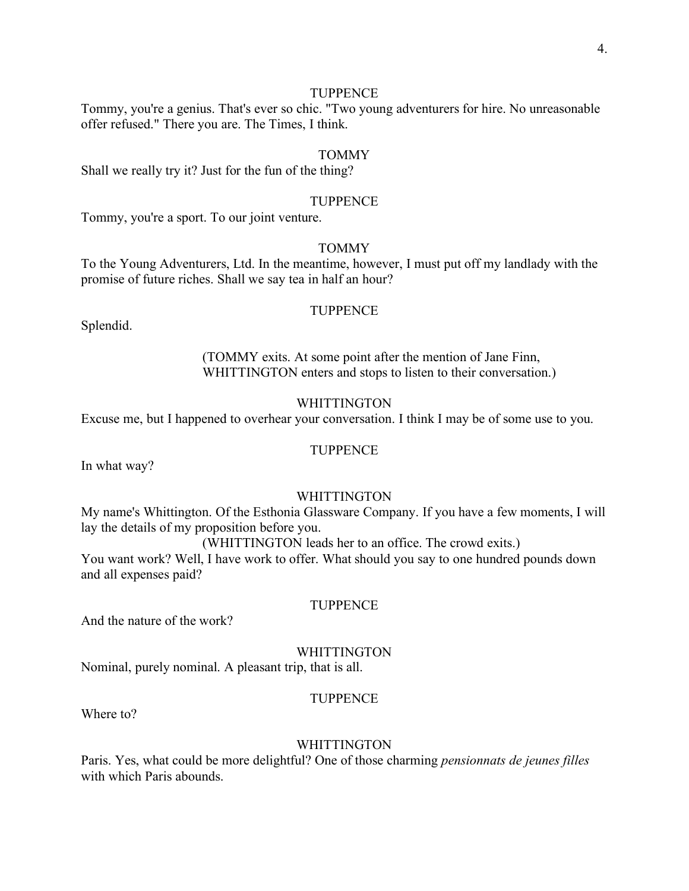TUPPENCE

Tommy, you're a genius. That's ever so chic. "Two young adventurers for hire. No unreasonable offer refused." There you are. The Times, I think.

TOMMY

Shall we really try it? Just for the fun of the thing?

TUPPENCE

Tommy, you're a sport. To our joint venture.

TOMMY

To the Young Adventurers, Ltd. In the meantime, however, I must put off my landlady with the promise of future riches. Shall we say tea in half an hour?

TUPPENCE

Splendid.

(TOMMY exits. At some point after the mention of Jane Finn, WHITTINGTON enters and stops to listen to their conversation.)

WHITTINGTON

Excuse me, but I happened to overhear your conversation. I think I may be of some use to you.

TUPPENCE

In what way?

WHITTINGTON

My name's Whittington. Of the Esthonia Glassware Company. If you have a few moments, I will lay the details of my proposition before you.

(WHITTINGTON leads her to an office. The crowd exits.)

You want work? Well, I have work to offer. What should you say to one hundred pounds down and all expenses paid?

TUPPENCE

And the nature of the work?

WHITTINGTON

Nominal, purely nominal. A pleasant trip, that is all.

TUPPENCE

Where to?

WHITTINGTON

Paris. Yes, what could be more delightful? One of those charming *pensionnats de jeunes filles* with which Paris abounds.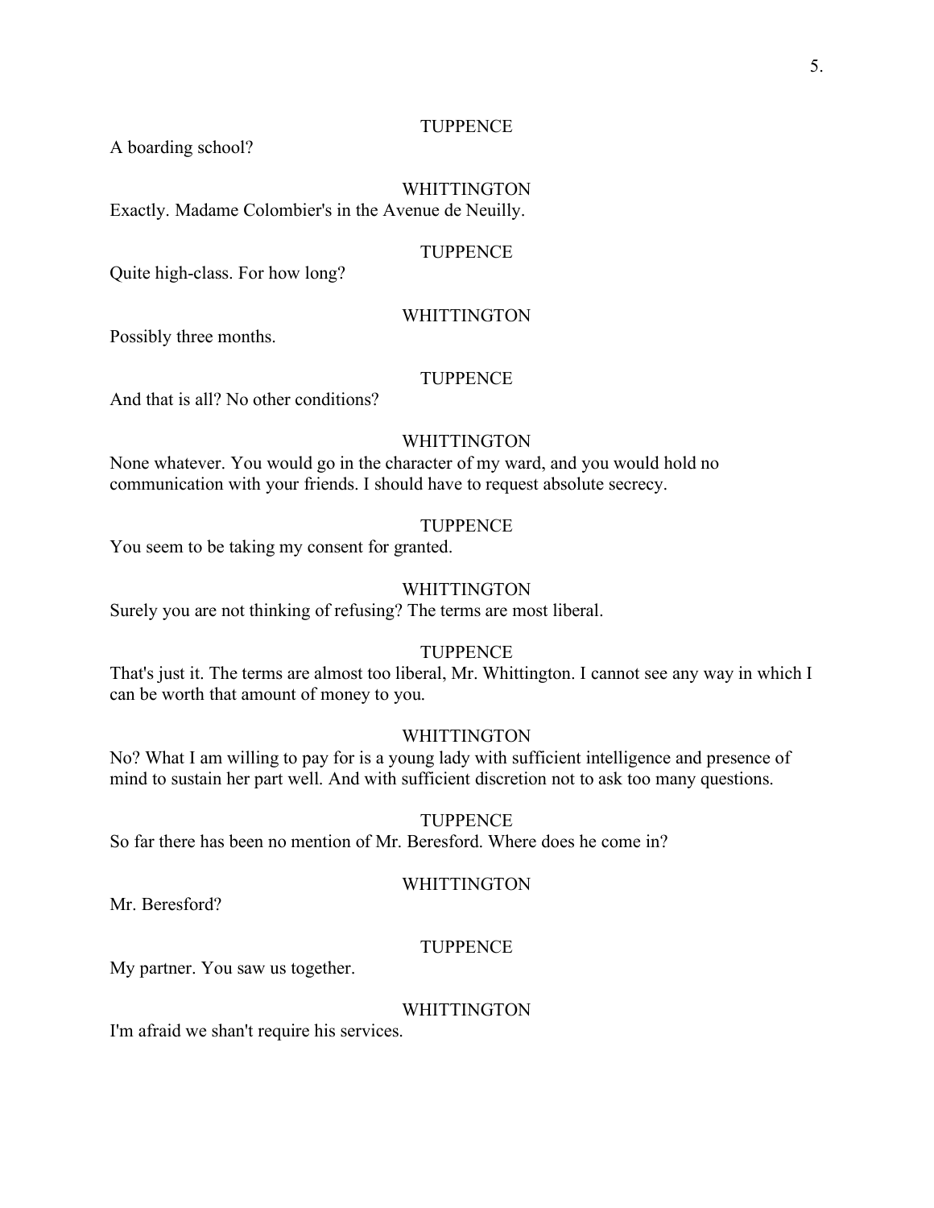TUPPENCE

A boarding school?

WHITTINGTON

Exactly. Madame Colombier's in the Avenue de Neuilly.

TUPPENCE

Quite high-class. For how long?

WHITTINGTON

Possibly three months.

TUPPENCE

And that is all? No other conditions?

WHITTINGTON

None whatever. You would go in the character of my ward, and you would hold no communication with your friends. I should have to request absolute secrecy.

TUPPENCE

You seem to be taking my consent for granted.

WHITTINGTON

Surely you are not thinking of refusing? The terms are most liberal.

TUPPENCE

That's just it. The terms are almost too liberal, Mr. Whittington. I cannot see any way in which I can be worth that amount of money to you.

WHITTINGTON

No? What I am willing to pay for is a young lady with sufficient intelligence and presence of mind to sustain her part well. And with sufficient discretion not to ask too many questions.

TUPPENCE

So far there has been no mention of Mr. Beresford. Where does he come in?

WHITTINGTON

Mr. Beresford?

TUPPENCE

My partner. You saw us together.

WHITTINGTON

I'm afraid we shan't require his services.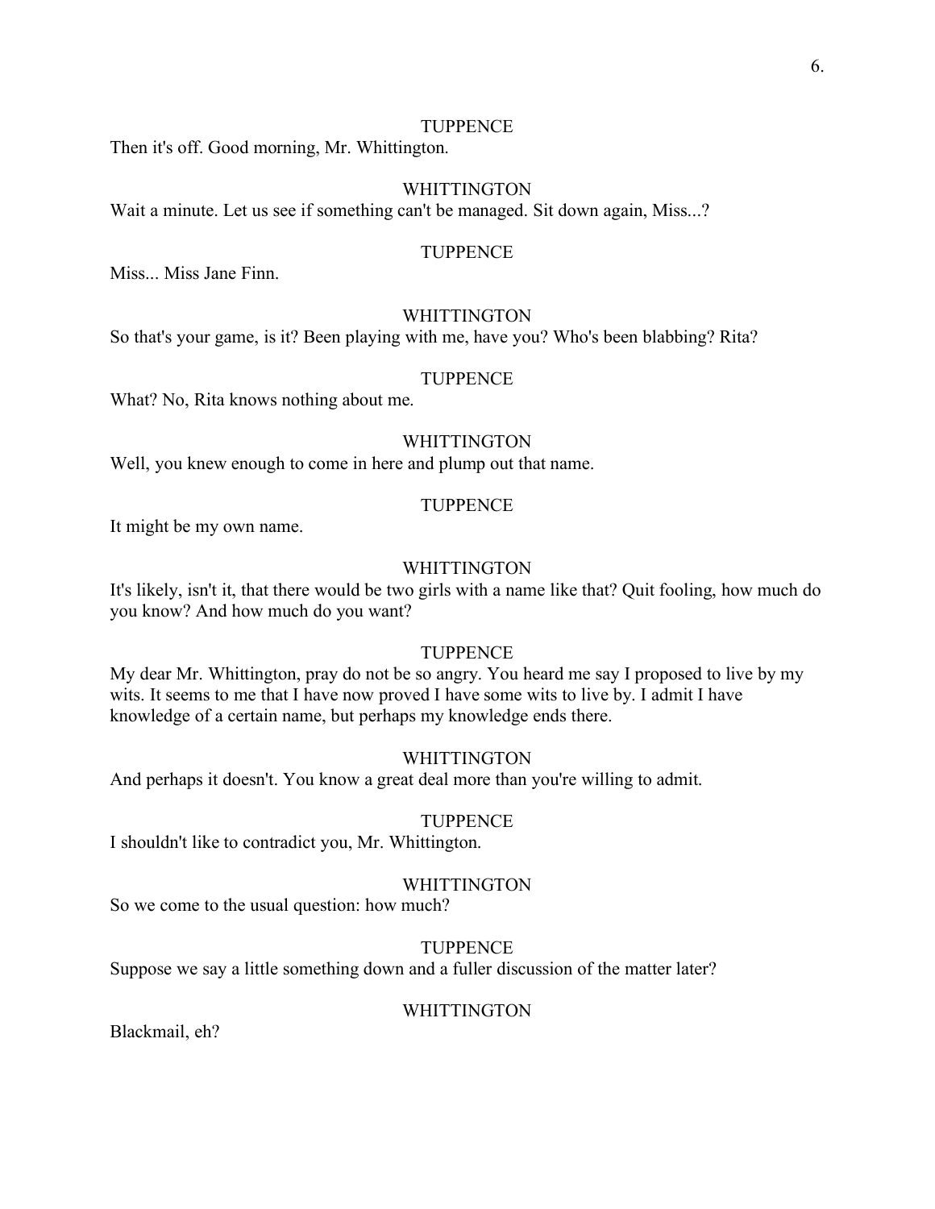TUPPENCE

Then it's off. Good morning, Mr. Whittington.

WHITTINGTON

Wait a minute. Let us see if something can't be managed. Sit down again, Miss...?

TUPPENCE

Miss... Miss Jane Finn.

WHITTINGTON

So that's your game, is it? Been playing with me, have you? Who's been blabbing? Rita?

TUPPENCE

What? No, Rita knows nothing about me.

WHITTINGTON

Well, you knew enough to come in here and plump out that name.

TUPPENCE

It might be my own name.

WHITTINGTON

It's likely, isn't it, that there would be two girls with a name like that? Quit fooling, how much do you know? And how much do you want?

TUPPENCE

My dear Mr. Whittington, pray do not be so angry. You heard me say I proposed to live by my wits. It seems to me that I have now proved I have some wits to live by. I admit I have knowledge of a certain name, but perhaps my knowledge ends there.

WHITTINGTON

And perhaps it doesn't. You know a great deal more than you're willing to admit.

TUPPENCE

I shouldn't like to contradict you, Mr. Whittington.

WHITTINGTON

So we come to the usual question: how much?

TUPPENCE

Suppose we say a little something down and a fuller discussion of the matter later?

WHITTINGTON

Blackmail, eh?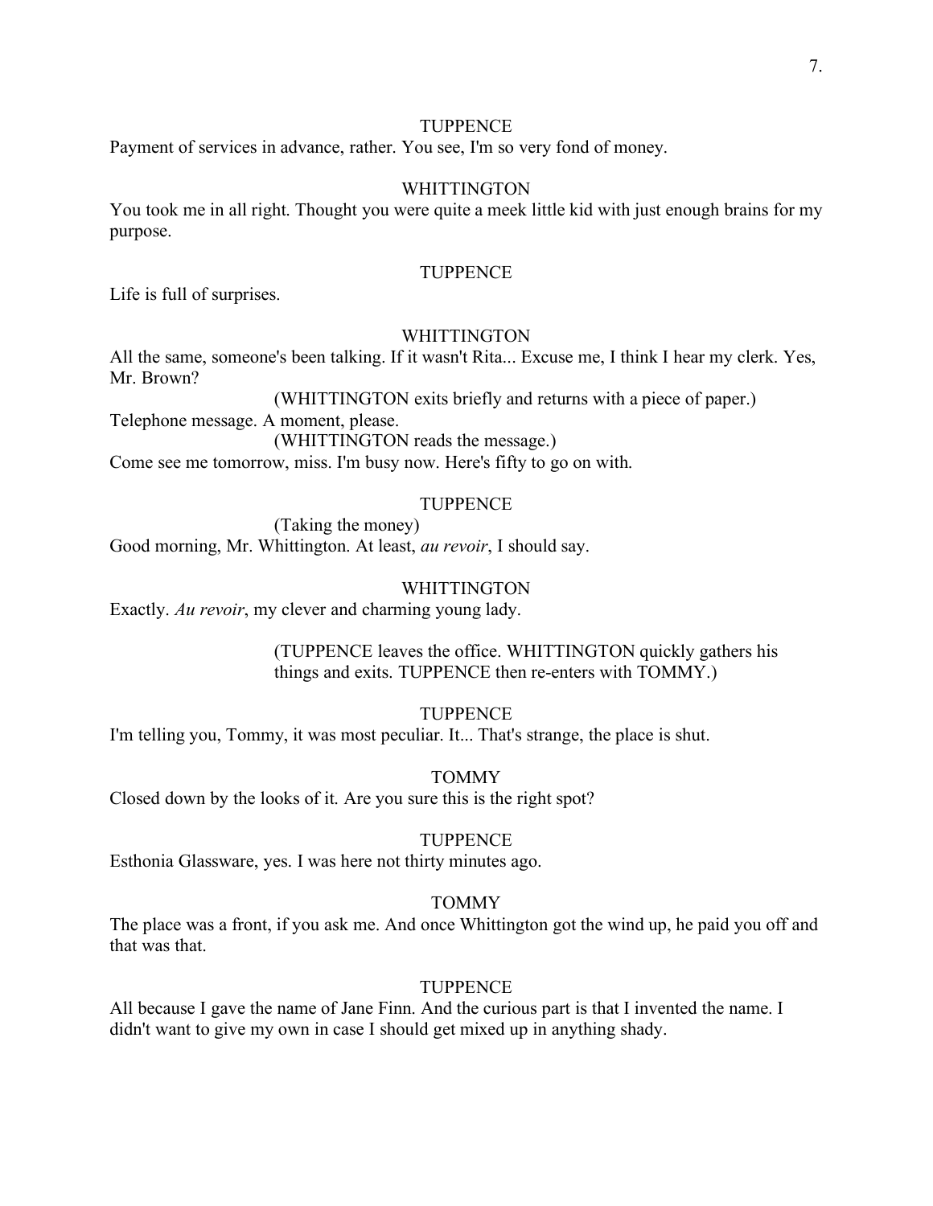TUPPENCE

Payment of services in advance, rather. You see, I'm so very fond of money.

WHITTINGTON

You took me in all right. Thought you were quite a meek little kid with just enough brains for my purpose.

TUPPENCE

Life is full of surprises.

WHITTINGTON

All the same, someone's been talking. If it wasn't Rita... Excuse me, I think I hear my clerk. Yes, Mr. Brown?

(WHITTINGTON exits briefly and returns with a piece of paper.)

Telephone message. A moment, please.

(WHITTINGTON reads the message.)

Come see me tomorrow, miss. I'm busy now. Here's fifty to go on with.

TUPPENCE

(Taking the money)

Good morning, Mr. Whittington. At least, *au revoir*, I should say.

WHITTINGTON

Exactly. *Au revoir*, my clever and charming young lady.

(TUPPENCE leaves the office. WHITTINGTON quickly gathers his things and exits. TUPPENCE then re-enters with TOMMY.)

TUPPENCE

I'm telling you, Tommy, it was most peculiar. It... That's strange, the place is shut.

TOMMY

Closed down by the looks of it. Are you sure this is the right spot?

TUPPENCE

Esthonia Glassware, yes. I was here not thirty minutes ago.

TOMMY

The place was a front, if you ask me. And once Whittington got the wind up, he paid you off and that was that.

TUPPENCE

All because I gave the name of Jane Finn. And the curious part is that I invented the name. I didn't want to give my own in case I should get mixed up in anything shady.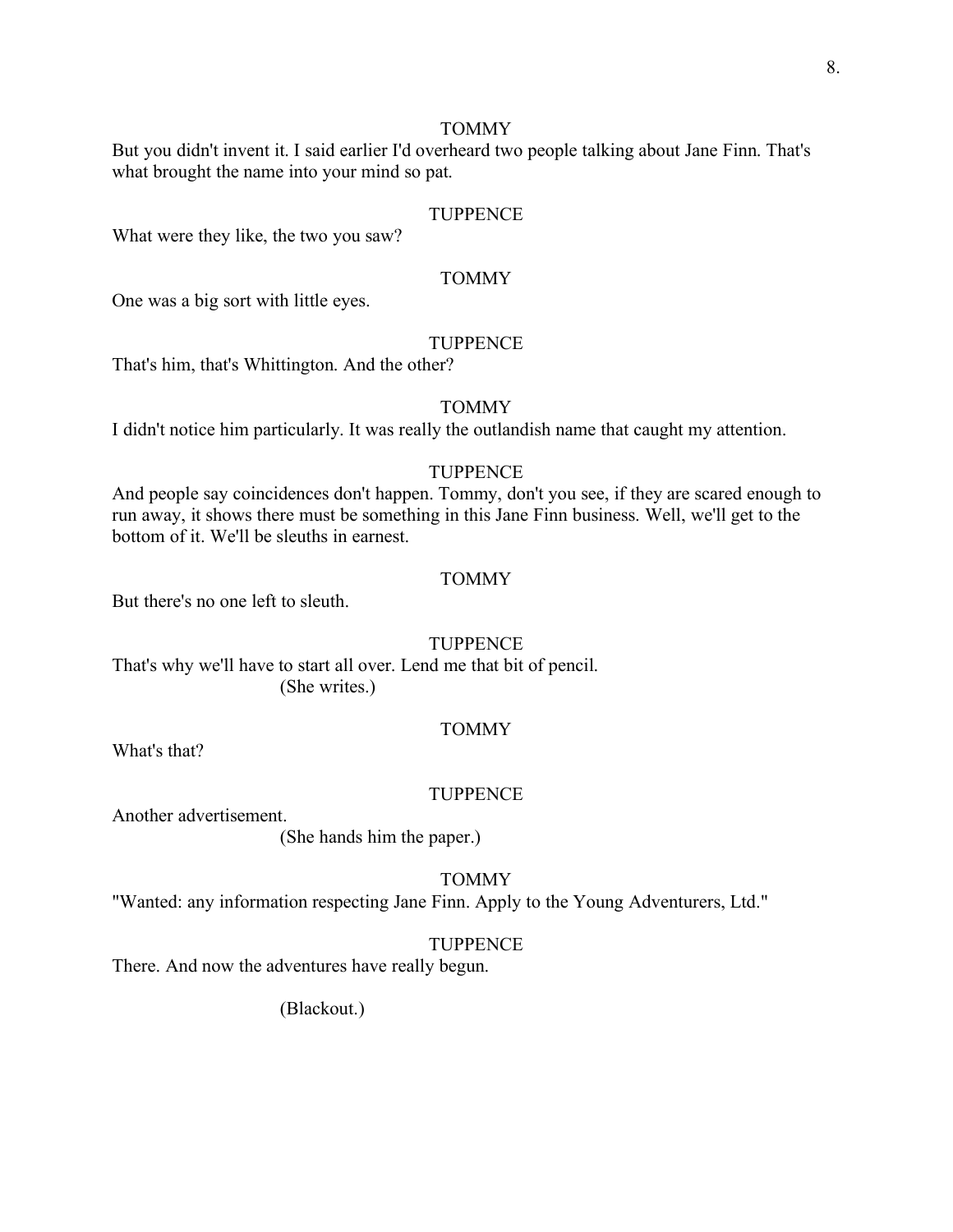TOMMY

But you didn't invent it. I said earlier I'd overheard two people talking about Jane Finn. That's what brought the name into your mind so pat.

TUPPENCE

What were they like, the two you saw?

TOMMY

One was a big sort with little eyes.

TUPPENCE

That's him, that's Whittington. And the other?

TOMMY

I didn't notice him particularly. It was really the outlandish name that caught my attention.

TUPPENCE

And people say coincidences don't happen. Tommy, don't you see, if they are scared enough to run away, it shows there must be something in this Jane Finn business. Well, we'll get to the bottom of it. We'll be sleuths in earnest.

TOMMY

But there's no one left to sleuth.

TUPPENCE

That's why we'll have to start all over. Lend me that bit of pencil.

(She writes.)

TOMMY

What's that?

TUPPENCE

Another advertisement.

(She hands him the paper.)

TOMMY

"Wanted: any information respecting Jane Finn. Apply to the Young Adventurers, Ltd."

TUPPENCE

There. And now the adventures have really begun.

(Blackout.)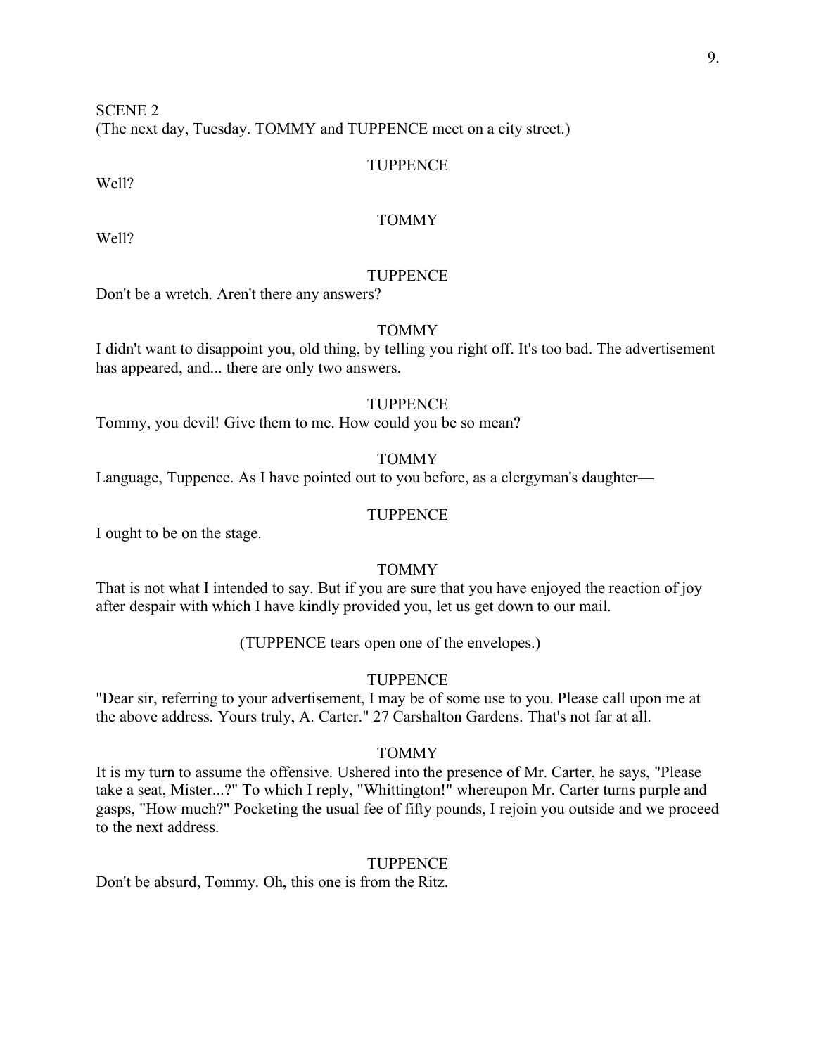SCENE 2

(The next day, Tuesday. TOMMY and TUPPENCE meet on a city street.)

TUPPENCE

Well?

TOMMY

Well?

TUPPENCE

Don't be a wretch. Aren't there any answers?

TOMMY

I didn't want to disappoint you, old thing, by telling you right off. It's too bad. The advertisement has appeared, and... there are only two answers.

TUPPENCE

Tommy, you devil! Give them to me. How could you be so mean?

TOMMY

Language, Tuppence. As I have pointed out to you before, as a clergyman's daughter—

TUPPENCE

I ought to be on the stage.

TOMMY

That is not what I intended to say. But if you are sure that you have enjoyed the reaction of joy after despair with which I have kindly provided you, let us get down to our mail.

(TUPPENCE tears open one of the envelopes.)

TUPPENCE

"Dear sir, referring to your advertisement, I may be of some use to you. Please call upon me at the above address. Yours truly, A. Carter." 27 Carshalton Gardens. That's not far at all.

TOMMY

It is my turn to assume the offensive. Ushered into the presence of Mr. Carter, he says, "Please take a seat, Mister...?" To which I reply, "Whittington!" whereupon Mr. Carter turns purple and gasps, "How much?" Pocketing the usual fee of fifty pounds, I rejoin you outside and we proceed to the next address.

TUPPENCE

Don't be absurd, Tommy. Oh, this one is from the Ritz.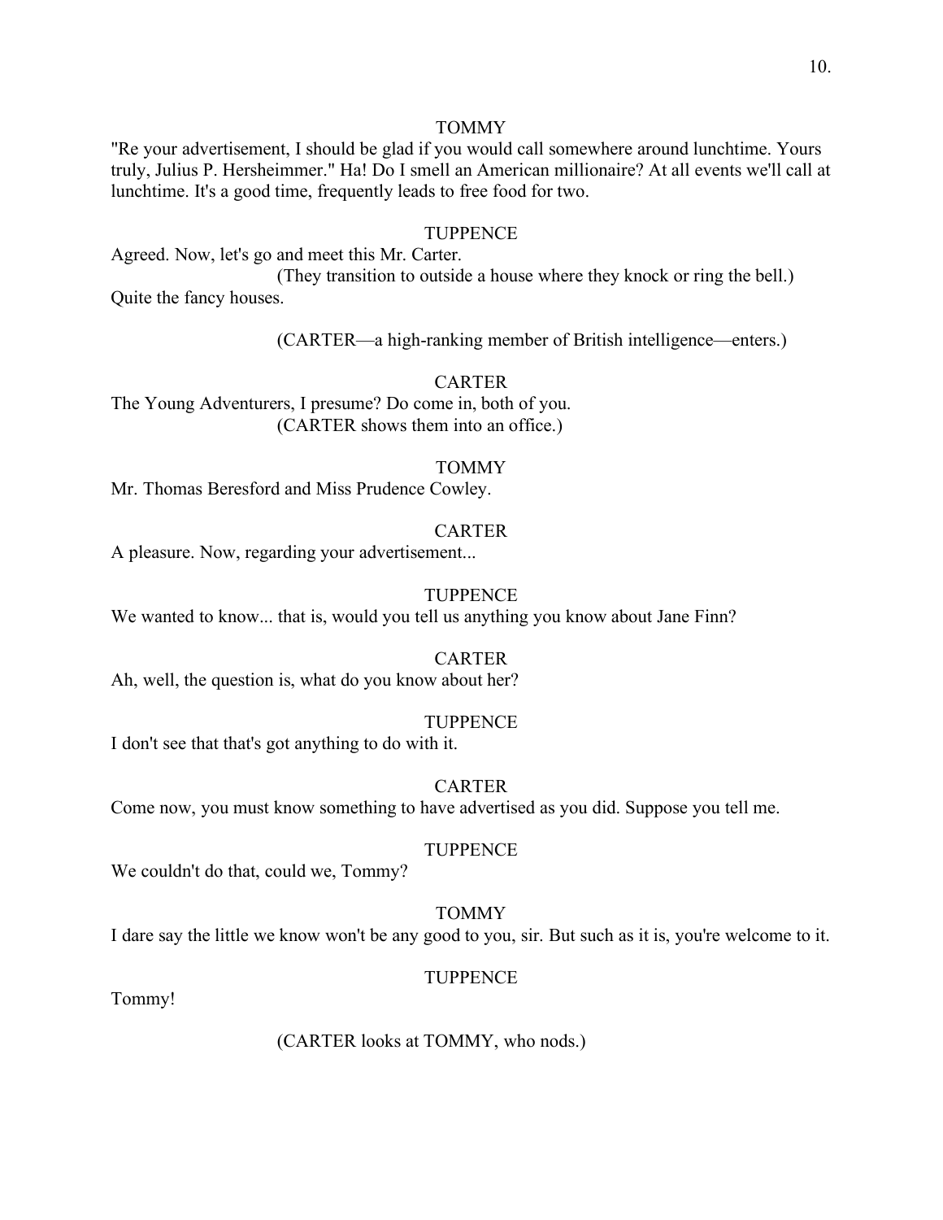TOMMY

"Re your advertisement, I should be glad if you would call somewhere around lunchtime. Yours truly, Julius P. Hersheimmer." Ha! Do I smell an American millionaire? At all events we'll call at lunchtime. It's a good time, frequently leads to free food for two.

TUPPENCE

Agreed. Now, let's go and meet this Mr. Carter.

(They transition to outside a house where they knock or ring the bell.)

Quite the fancy houses.

(CARTER—a high-ranking member of British intelligence—enters.)

CARTER

The Young Adventurers, I presume? Do come in, both of you.

(CARTER shows them into an office.)

TOMMY

Mr. Thomas Beresford and Miss Prudence Cowley.

CARTER

A pleasure. Now, regarding your advertisement...

TUPPENCE

We wanted to know... that is, would you tell us anything you know about Jane Finn?

CARTER

Ah, well, the question is, what do you know about her?

TUPPENCE

I don't see that that's got anything to do with it.

CARTER

Come now, you must know something to have advertised as you did. Suppose you tell me.

TUPPENCE

We couldn't do that, could we, Tommy?

TOMMY

I dare say the little we know won't be any good to you, sir. But such as it is, you're welcome to it.

TUPPENCE

Tommy!

(CARTER looks at TOMMY, who nods.)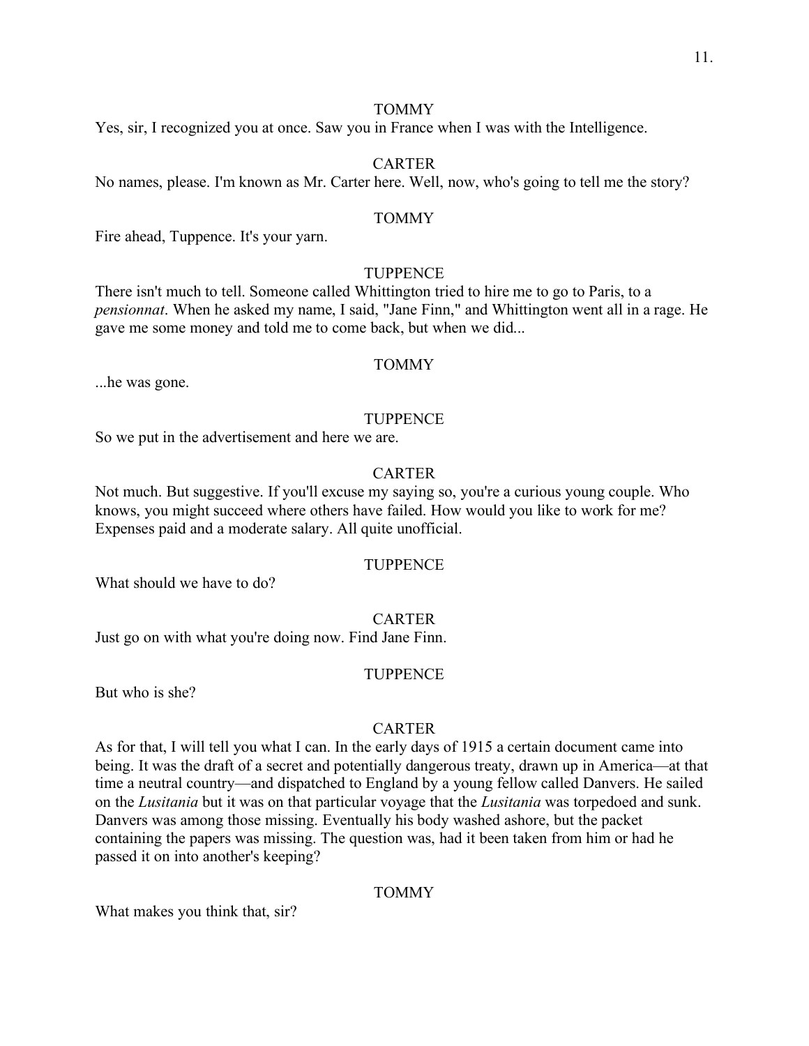TOMMY

Yes, sir, I recognized you at once. Saw you in France when I was with the Intelligence.

CARTER

No names, please. I'm known as Mr. Carter here. Well, now, who's going to tell me the story?

TOMMY

Fire ahead, Tuppence. It's your yarn.

TUPPENCE

There isn't much to tell. Someone called Whittington tried to hire me to go to Paris, to a *pensionnat*. When he asked my name, I said, "Jane Finn," and Whittington went all in a rage. He gave me some money and told me to come back, but when we did...

TOMMY

...he was gone.

TUPPENCE

So we put in the advertisement and here we are.

CARTER

Not much. But suggestive. If you'll excuse my saying so, you're a curious young couple. Who knows, you might succeed where others have failed. How would you like to work for me? Expenses paid and a moderate salary. All quite unofficial.

TUPPENCE

What should we have to do?

CARTER

Just go on with what you're doing now. Find Jane Finn.

TUPPENCE

But who is she?

CARTER

As for that, I will tell you what I can. In the early days of 1915 a certain document came into being. It was the draft of a secret and potentially dangerous treaty, drawn up in America—at that time a neutral country—and dispatched to England by a young fellow called Danvers. He sailed on the *Lusitania* but it was on that particular voyage that the *Lusitania* was torpedoed and sunk. Danvers was among those missing. Eventually his body washed ashore, but the packet containing the papers was missing. The question was, had it been taken from him or had he passed it on into another's keeping?

TOMMY

What makes you think that, sir?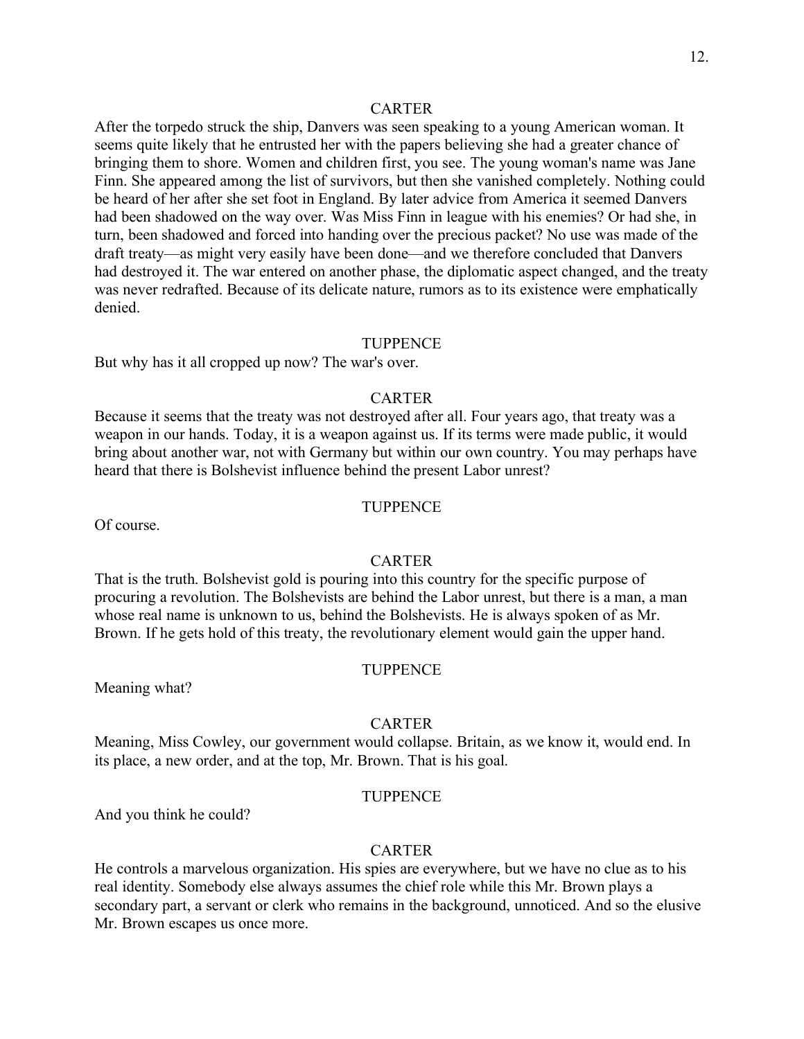CARTER

After the torpedo struck the ship, Danvers was seen speaking to a young American woman. It seems quite likely that he entrusted her with the papers believing she had a greater chance of bringing them to shore. Women and children first, you see. The young woman's name was Jane Finn. She appeared among the list of survivors, but then she vanished completely. Nothing could be heard of her after she set foot in England. By later advice from America it seemed Danvers had been shadowed on the way over. Was Miss Finn in league with his enemies? Or had she, in turn, been shadowed and forced into handing over the precious packet? No use was made of the draft treaty—as might very easily have been done—and we therefore concluded that Danvers had destroyed it. The war entered on another phase, the diplomatic aspect changed, and the treaty was never redrafted. Because of its delicate nature, rumors as to its existence were emphatically denied.

TUPPENCE

But why has it all cropped up now? The war's over.

CARTER

Because it seems that the treaty was not destroyed after all. Four years ago, that treaty was a weapon in our hands. Today, it is a weapon against us. If its terms were made public, it would bring about another war, not with Germany but within our own country. You may perhaps have heard that there is Bolshevist influence behind the present Labor unrest?

TUPPENCE

Of course.

CARTER

That is the truth. Bolshevist gold is pouring into this country for the specific purpose of procuring a revolution. The Bolshevists are behind the Labor unrest, but there is a man, a man whose real name is unknown to us, behind the Bolshevists. He is always spoken of as Mr. Brown. If he gets hold of this treaty, the revolutionary element would gain the upper hand.

TUPPENCE

Meaning what?

CARTER

Meaning, Miss Cowley, our government would collapse. Britain, as we know it, would end. In its place, a new order, and at the top, Mr. Brown. That is his goal.

TUPPENCE

And you think he could?

CARTER

He controls a marvelous organization. His spies are everywhere, but we have no clue as to his real identity. Somebody else always assumes the chief role while this Mr. Brown plays a secondary part, a servant or clerk who remains in the background, unnoticed. And so the elusive Mr. Brown escapes us once more.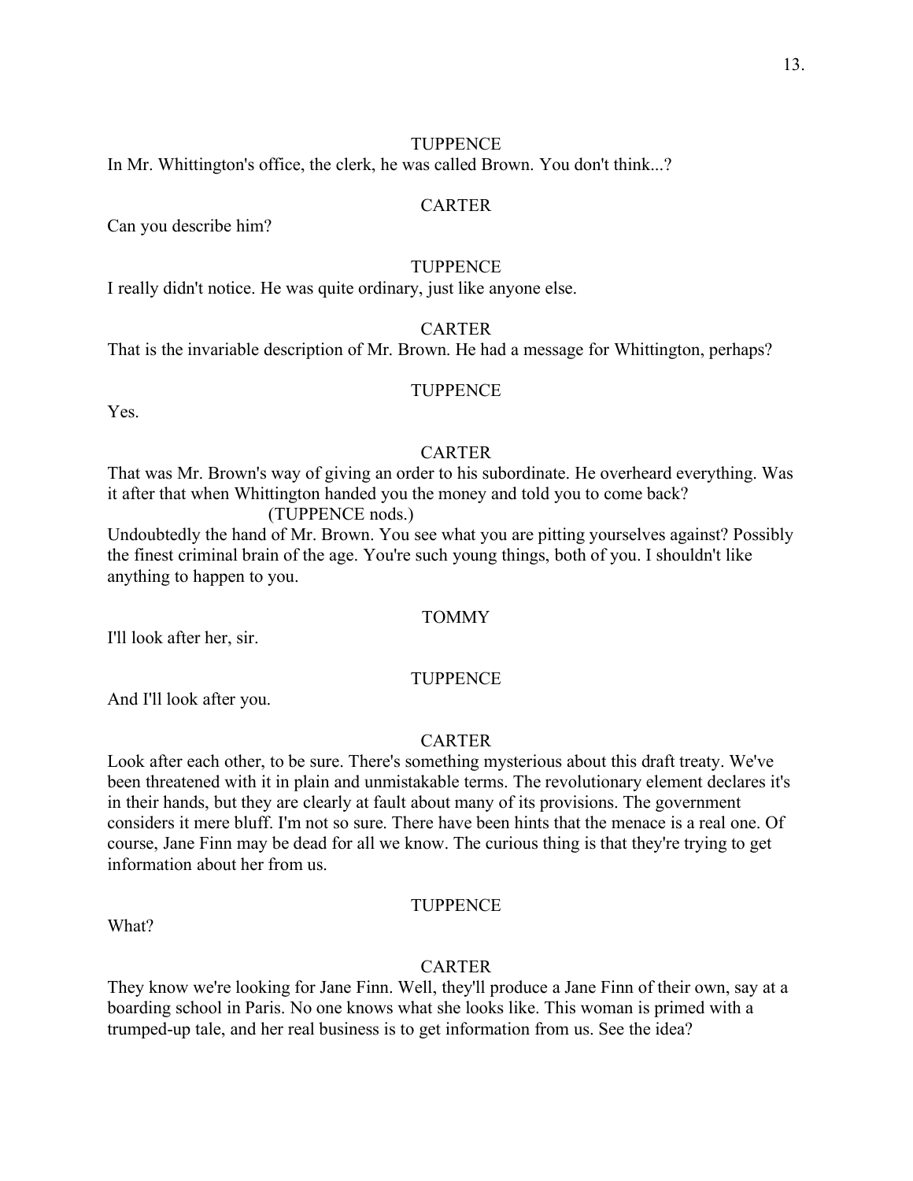TUPPENCE

In Mr. Whittington's office, the clerk, he was called Brown. You don't think...?

CARTER

Can you describe him?

TUPPENCE

I really didn't notice. He was quite ordinary, just like anyone else.

CARTER

That is the invariable description of Mr. Brown. He had a message for Whittington, perhaps?

TUPPENCE

Yes.

CARTER

That was Mr. Brown's way of giving an order to his subordinate. He overheard everything. Was it after that when Whittington handed you the money and told you to come back?

(TUPPENCE nods.)

Undoubtedly the hand of Mr. Brown. You see what you are pitting yourselves against? Possibly the finest criminal brain of the age. You're such young things, both of you. I shouldn't like anything to happen to you.

TOMMY

I'll look after her, sir.

TUPPENCE

And I'll look after you.

CARTER

Look after each other, to be sure. There's something mysterious about this draft treaty. We've been threatened with it in plain and unmistakable terms. The revolutionary element declares it's in their hands, but they are clearly at fault about many of its provisions. The government considers it mere bluff. I'm not so sure. There have been hints that the menace is a real one. Of course, Jane Finn may be dead for all we know. The curious thing is that they're trying to get information about her from us.

TUPPENCE

What?

CARTER

They know we're looking for Jane Finn. Well, they'll produce a Jane Finn of their own, say at a boarding school in Paris. No one knows what she looks like. This woman is primed with a trumped-up tale, and her real business is to get information from us. See the idea?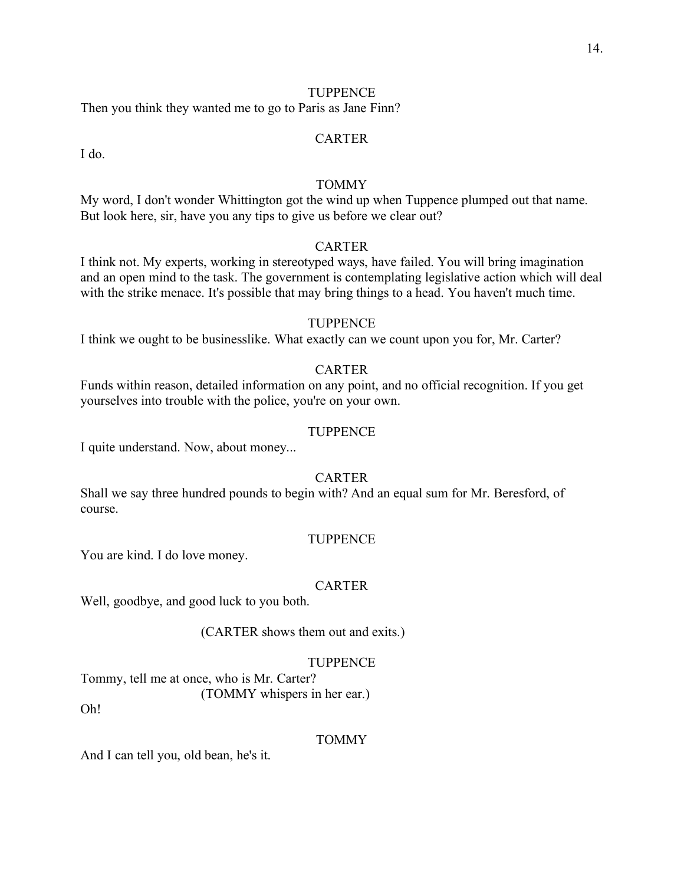TUPPENCE

Then you think they wanted me to go to Paris as Jane Finn?

CARTER

I do.

TOMMY

My word, I don't wonder Whittington got the wind up when Tuppence plumped out that name. But look here, sir, have you any tips to give us before we clear out?

CARTER

I think not. My experts, working in stereotyped ways, have failed. You will bring imagination and an open mind to the task. The government is contemplating legislative action which will deal with the strike menace. It's possible that may bring things to a head. You haven't much time.

TUPPENCE

I think we ought to be businesslike. What exactly can we count upon you for, Mr. Carter?

CARTER

Funds within reason, detailed information on any point, and no official recognition. If you get yourselves into trouble with the police, you're on your own.

TUPPENCE

I quite understand. Now, about money...

CARTER

Shall we say three hundred pounds to begin with? And an equal sum for Mr. Beresford, of course.

TUPPENCE

You are kind. I do love money.

CARTER

Well, goodbye, and good luck to you both.

(CARTER shows them out and exits.)

TUPPENCE

Tommy, tell me at once, who is Mr. Carter?

(TOMMY whispers in her ear.)

Oh!

TOMMY

And I can tell you, old bean, he's it.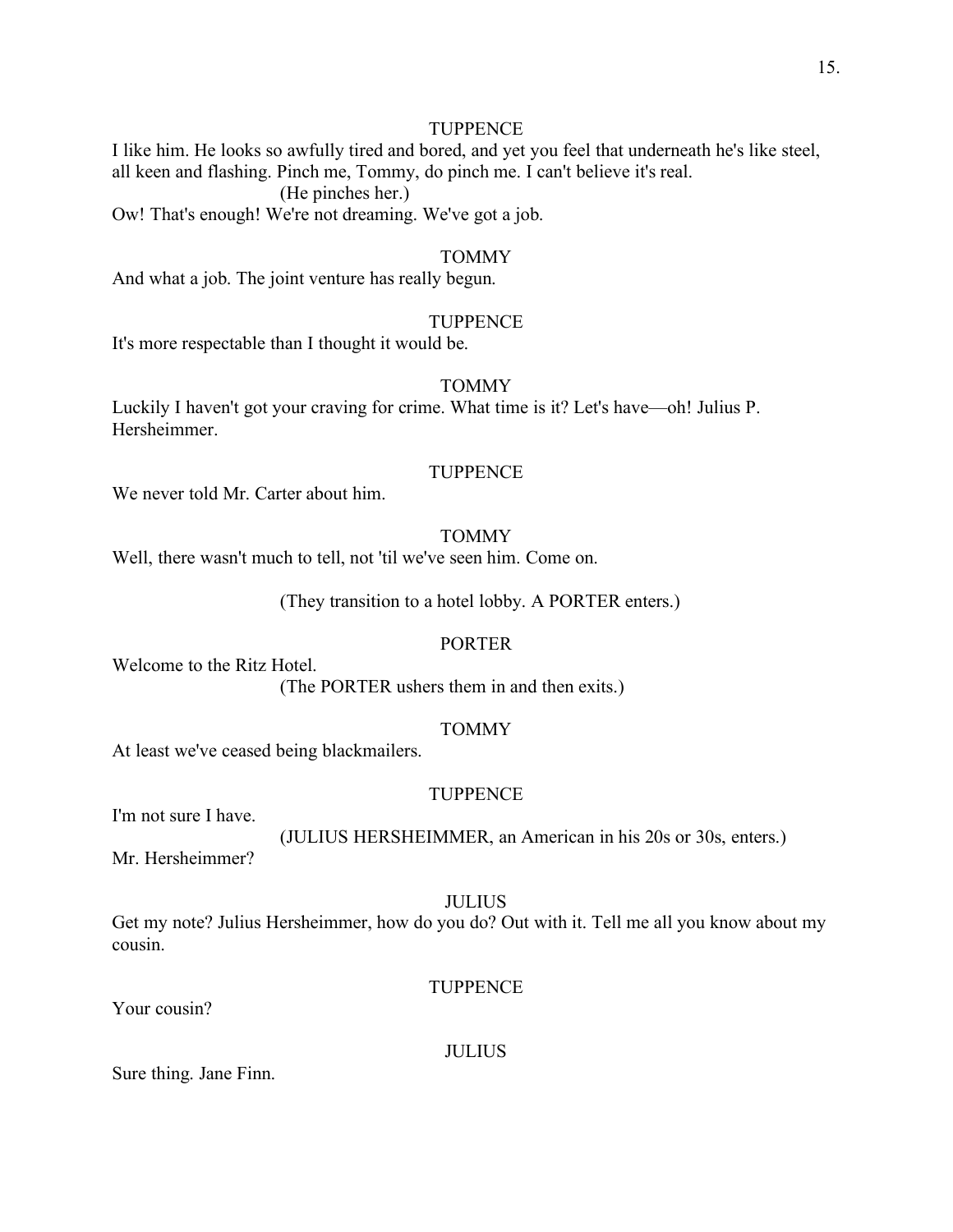TUPPENCE

I like him. He looks so awfully tired and bored, and yet you feel that underneath he's like steel, all keen and flashing. Pinch me, Tommy, do pinch me. I can't believe it's real.

(He pinches her.)

Ow! That's enough! We're not dreaming. We've got a job.

TOMMY

And what a job. The joint venture has really begun.

TUPPENCE

It's more respectable than I thought it would be.

TOMMY

Luckily I haven't got your craving for crime. What time is it? Let's have—oh! Julius P. Hersheimmer.

TUPPENCE

We never told Mr. Carter about him.

TOMMY

Well, there wasn't much to tell, not 'til we've seen him. Come on.

(They transition to a hotel lobby. A PORTER enters.)

PORTER

Welcome to the Ritz Hotel.

(The PORTER ushers them in and then exits.)

TOMMY

At least we've ceased being blackmailers.

TUPPENCE

I'm not sure I have.

(JULIUS HERSHEIMMER, an American in his 20s or 30s, enters.)

Mr. Hersheimmer?

JULIUS

Get my note? Julius Hersheimmer, how do you do? Out with it. Tell me all you know about my cousin.

TUPPENCE

Your cousin?

JULIUS

Sure thing. Jane Finn.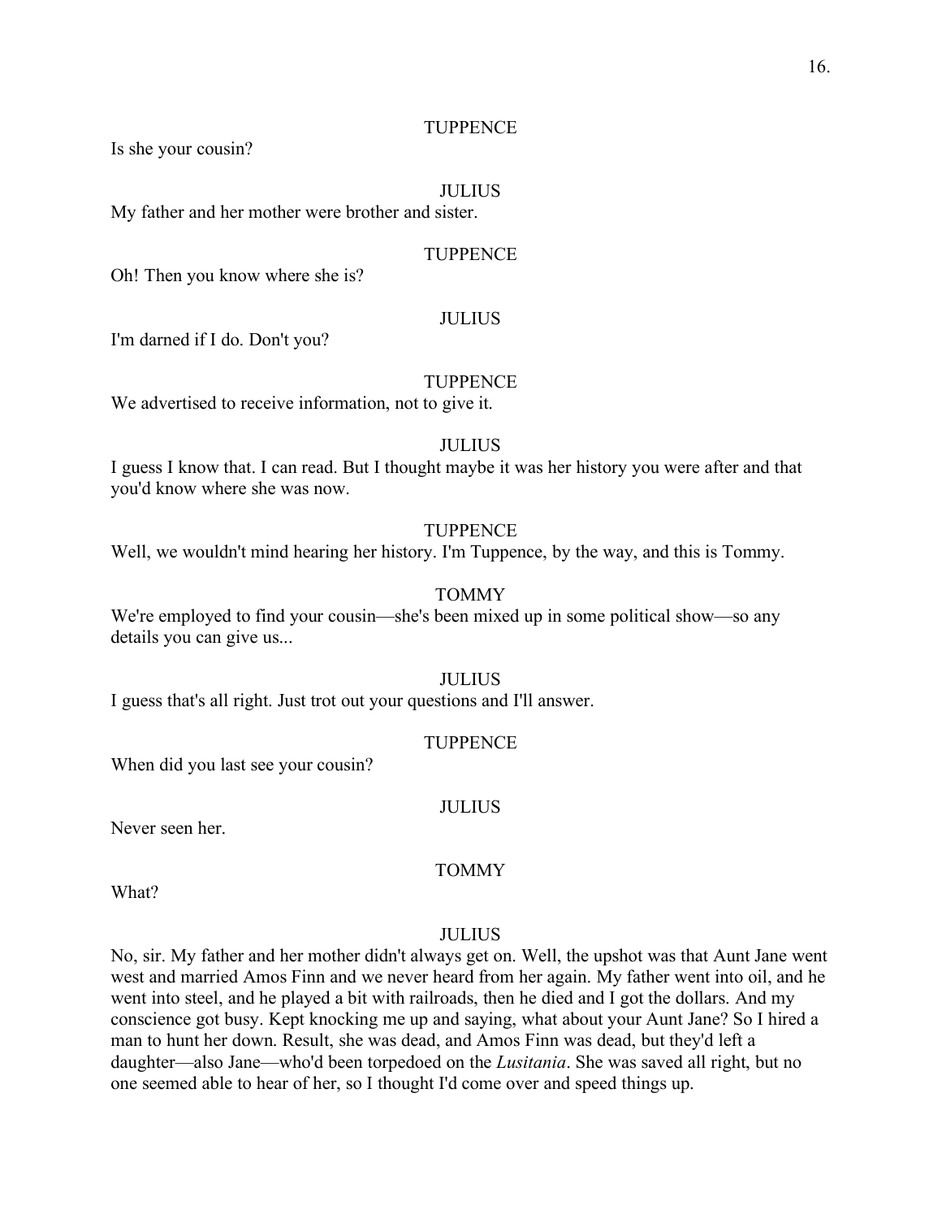TUPPENCE

Is she your cousin?

JULIUS

My father and her mother were brother and sister.

TUPPENCE

Oh! Then you know where she is?

JULIUS

I'm darned if I do. Don't you?

TUPPENCE

We advertised to receive information, not to give it.

JULIUS

I guess I know that. I can read. But I thought maybe it was her history you were after and that you'd know where she was now.

TUPPENCE

Well, we wouldn't mind hearing her history. I'm Tuppence, by the way, and this is Tommy.

TOMMY

We're employed to find your cousin—she's been mixed up in some political show—so any details you can give us...

JULIUS

I guess that's all right. Just trot out your questions and I'll answer.

TUPPENCE

When did you last see your cousin?

JULIUS

Never seen her.

TOMMY

What?

JULIUS

No, sir. My father and her mother didn't always get on. Well, the upshot was that Aunt Jane went west and married Amos Finn and we never heard from her again. My father went into oil, and he went into steel, and he played a bit with railroads, then he died and I got the dollars. And my conscience got busy. Kept knocking me up and saying, what about your Aunt Jane? So I hired a man to hunt her down. Result, she was dead, and Amos Finn was dead, but they'd left a daughter—also Jane—who'd been torpedoed on the *Lusitania*. She was saved all right, but no one seemed able to hear of her, so I thought I'd come over and speed things up.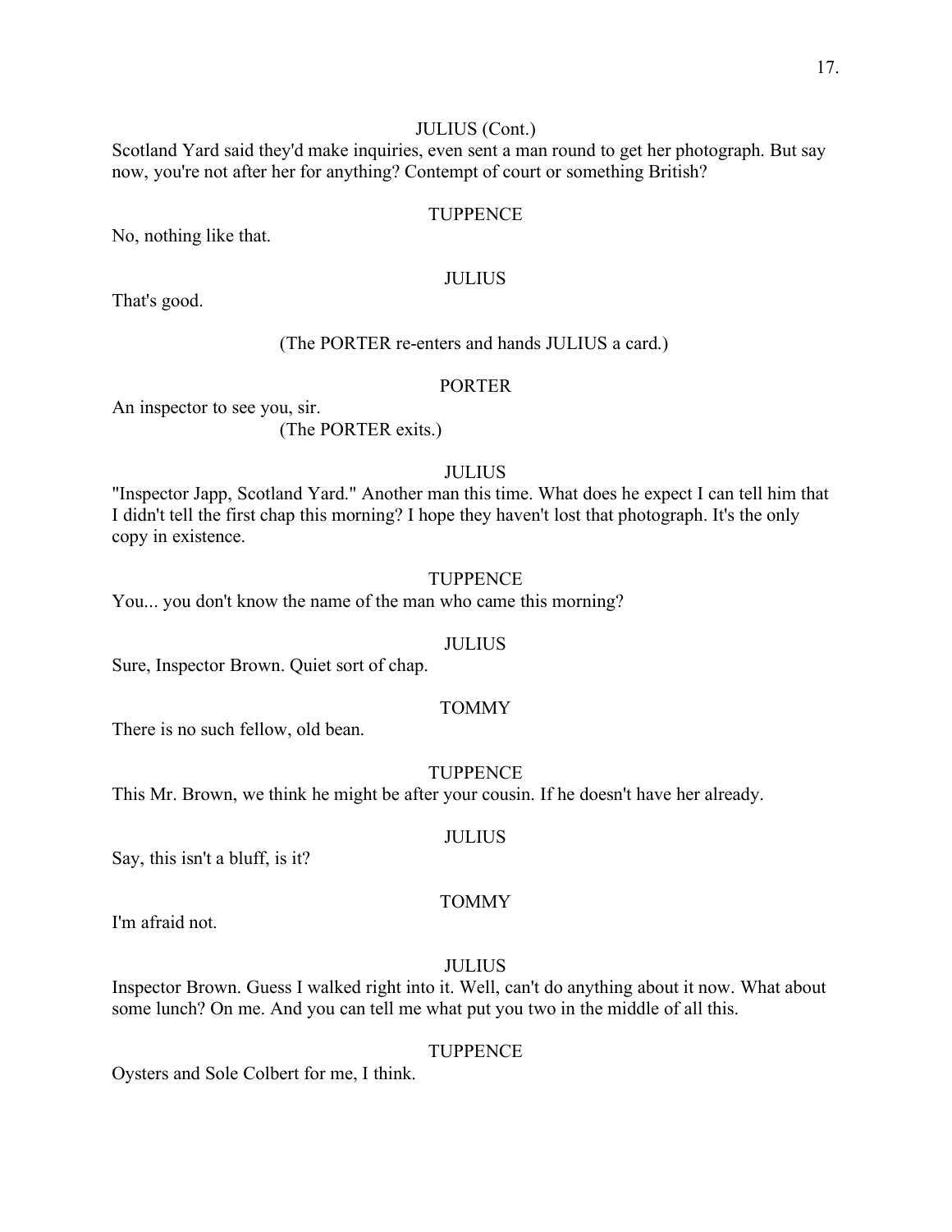JULIUS (Cont.)

Scotland Yard said they'd make inquiries, even sent a man round to get her photograph. But say now, you're not after her for anything? Contempt of court or something British?

TUPPENCE

No, nothing like that.

JULIUS

That's good.

(The PORTER re-enters and hands JULIUS a card.)

PORTER

An inspector to see you, sir.

(The PORTER exits.)

JULIUS

"Inspector Japp, Scotland Yard." Another man this time. What does he expect I can tell him that I didn't tell the first chap this morning? I hope they haven't lost that photograph. It's the only copy in existence.

TUPPENCE

You... you don't know the name of the man who came this morning?

JULIUS

Sure, Inspector Brown. Quiet sort of chap.

TOMMY

There is no such fellow, old bean.

TUPPENCE

This Mr. Brown, we think he might be after your cousin. If he doesn't have her already.

JULIUS

Say, this isn't a bluff, is it?

TOMMY

I'm afraid not.

JULIUS

Inspector Brown. Guess I walked right into it. Well, can't do anything about it now. What about some lunch? On me. And you can tell me what put you two in the middle of all this.

TUPPENCE

Oysters and Sole Colbert for me, I think.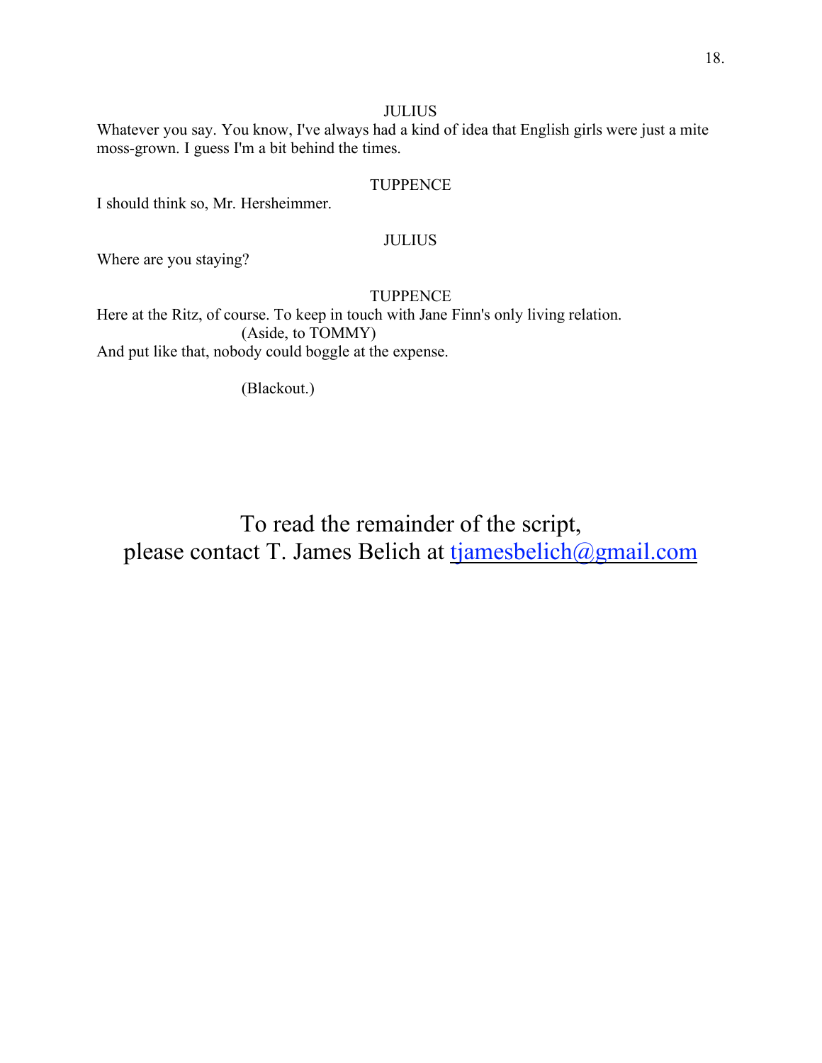JULIUS

Whatever you say. You know, I've always had a kind of idea that English girls were just a mite moss-grown. I guess I'm a bit behind the times.

TUPPENCE

I should think so, Mr. Hersheimmer.

JULIUS

Where are you staying?

TUPPENCE

Here at the Ritz, of course. To keep in touch with Jane Finn's only living relation.

(Aside, to TOMMY)

And put like that, nobody could boggle at the expense.

(Blackout.)

To read the remainder of the script,
please contact T. James Belich at [tjamesbelich@gmail.com](mailto:tjamesbelich@gmail.com)